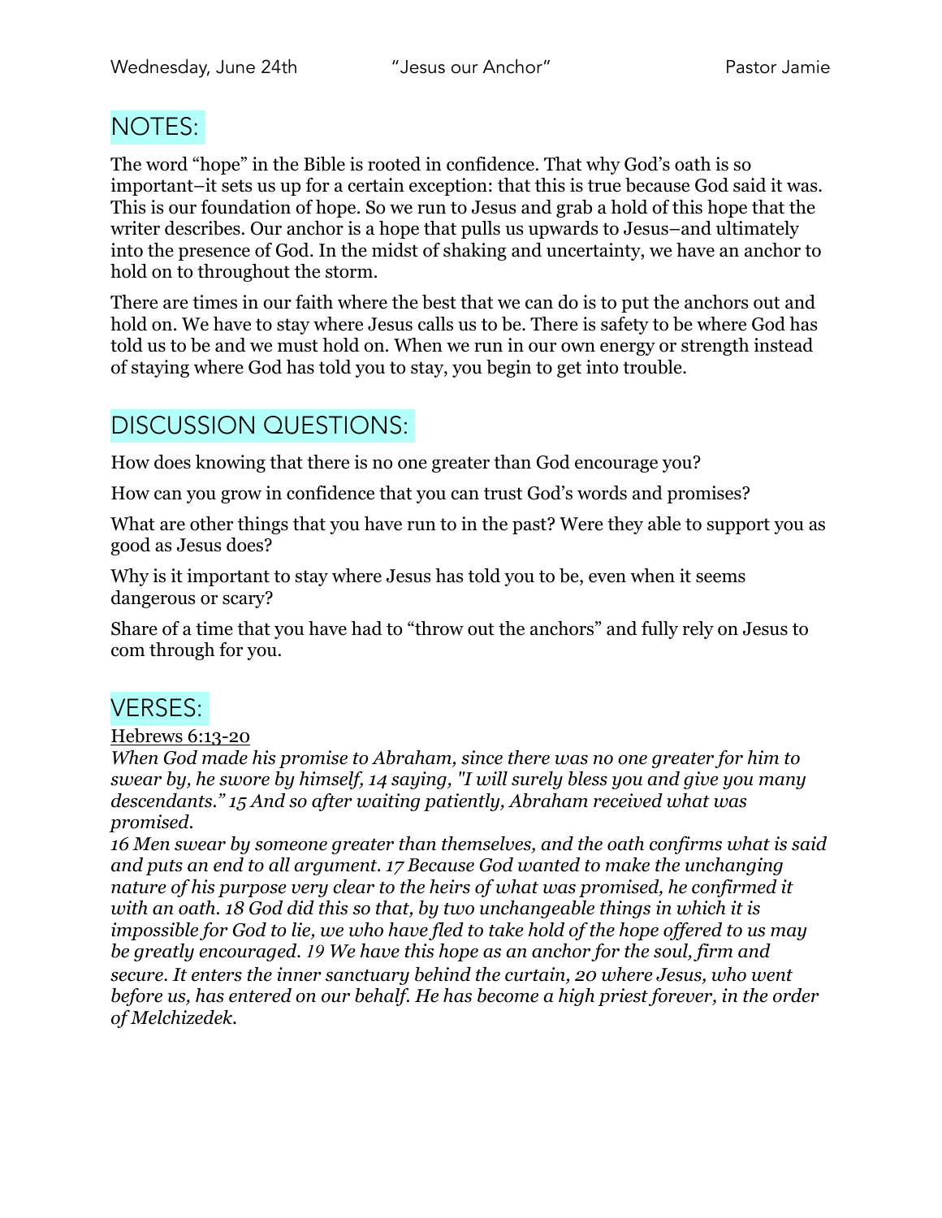Wednesday, June 24th "Jesus our Anchor" Pastor Jamie

## NOTES:

The word "hope" in the Bible is rooted in confidence. That why God's oath is so important–it sets us up for a certain exception: that this is true because God said it was. This is our foundation of hope. So we run to Jesus and grab a hold of this hope that the writer describes. Our anchor is a hope that pulls us upwards to Jesus–and ultimately into the presence of God. In the midst of shaking and uncertainty, we have an anchor to hold on to throughout the storm.

There are times in our faith where the best that we can do is to put the anchors out and hold on. We have to stay where Jesus calls us to be. There is safety to be where God has told us to be and we must hold on. When we run in our own energy or strength instead of staying where God has told you to stay, you begin to get into trouble.

## DISCUSSION QUESTIONS:

How does knowing that there is no one greater than God encourage you?

How can you grow in confidence that you can trust God's words and promises?

What are other things that you have run to in the past? Were they able to support you as good as Jesus does?

Why is it important to stay where Jesus has told you to be, even when it seems dangerous or scary?

Share of a time that you have had to "throw out the anchors" and fully rely on Jesus to com through for you.

## VERSES:

Hebrews 6:13-20

*When God made his promise to Abraham, since there was no one greater for him to swear by, he swore by himself, 14 saying, "I will surely bless you and give you many descendants." 15 And so after waiting patiently, Abraham received what was promised.*

*16 Men swear by someone greater than themselves, and the oath confirms what is said and puts an end to all argument. 17 Because God wanted to make the unchanging nature of his purpose very clear to the heirs of what was promised, he confirmed it with an oath. 18 God did this so that, by two unchangeable things in which it is impossible for God to lie, we who have fled to take hold of the hope offered to us may be greatly encouraged. 19 We have this hope as an anchor for the soul, firm and secure. It enters the inner sanctuary behind the curtain, 20 where Jesus, who went before us, has entered on our behalf. He has become a high priest forever, in the order of Melchizedek.*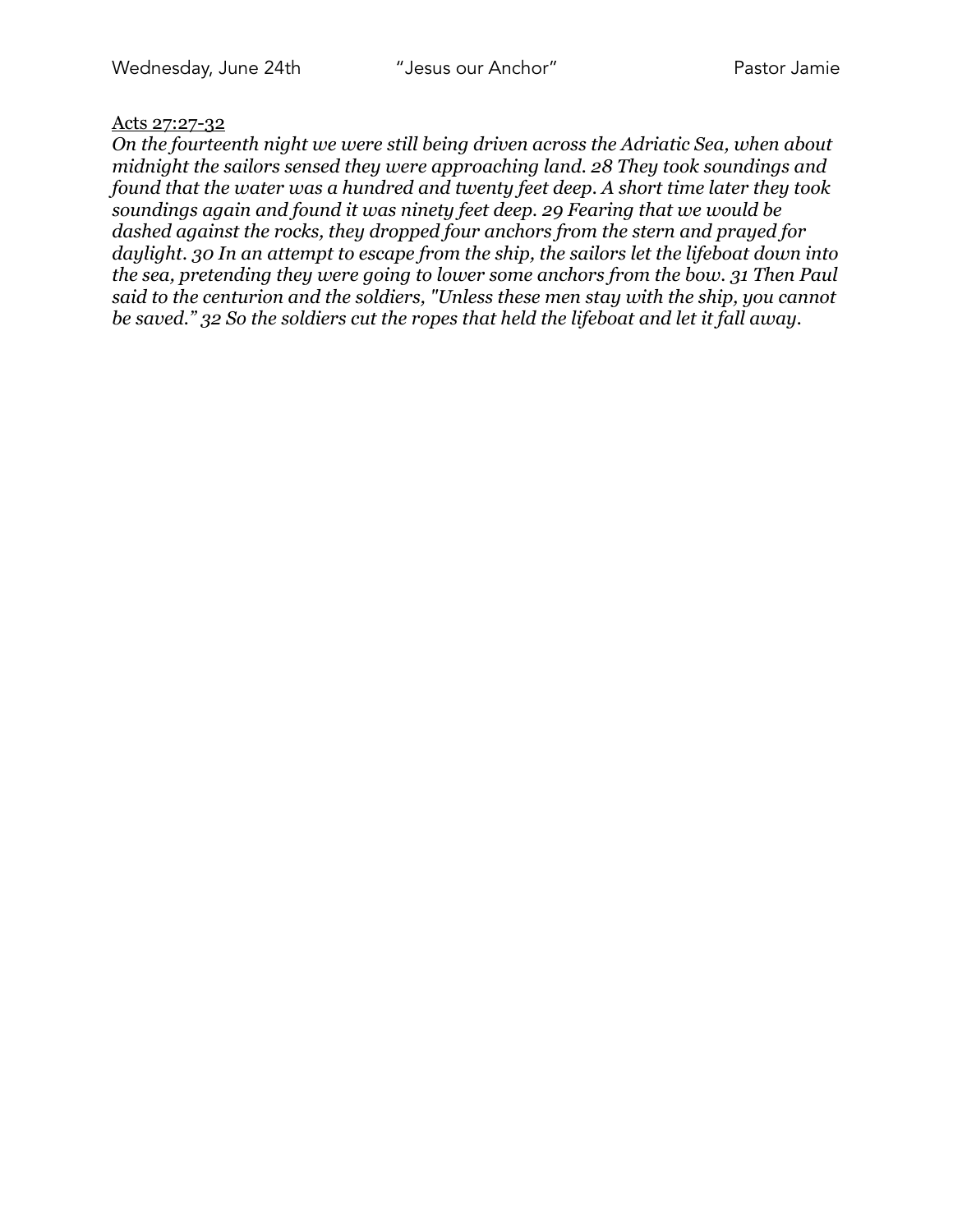Wednesday, June 24th "Jesus our Anchor" Pastor Jamie

Acts 27:27-32

*On the fourteenth night we were still being driven across the Adriatic Sea, when about midnight the sailors sensed they were approaching land. 28 They took soundings and found that the water was a hundred and twenty feet deep. A short time later they took soundings again and found it was ninety feet deep. 29 Fearing that we would be dashed against the rocks, they dropped four anchors from the stern and prayed for daylight. 30 In an attempt to escape from the ship, the sailors let the lifeboat down into the sea, pretending they were going to lower some anchors from the bow. 31 Then Paul said to the centurion and the soldiers, "Unless these men stay with the ship, you cannot be saved." 32 So the soldiers cut the ropes that held the lifeboat and let it fall away.*